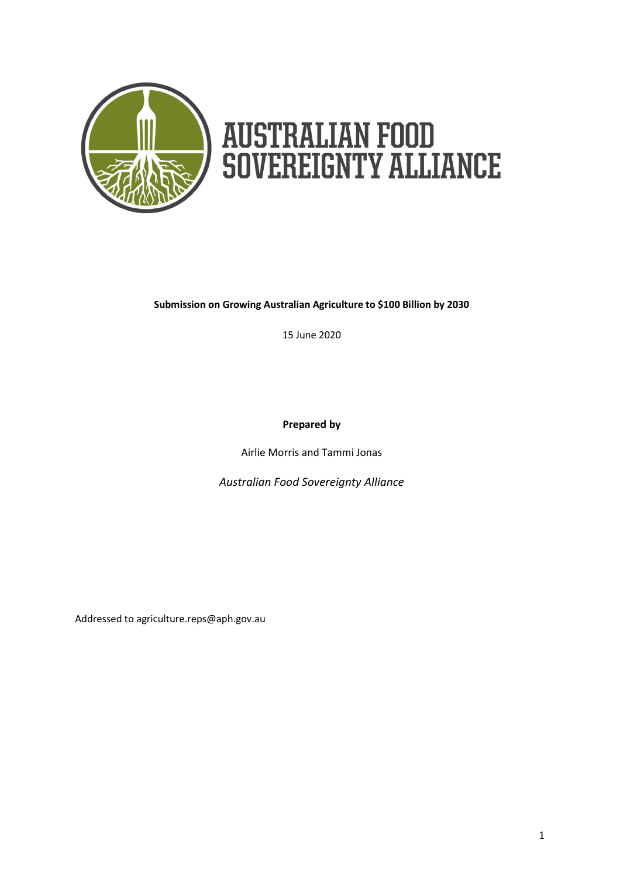# AUSTRALIAN FOOD SOVEREIGNTY ALLIANCE

**Submission on Growing Australian Agriculture to $100 Billion by 2030**

15 June 2020

**Prepared by**

Airlie Morris and Tammi Jonas

*Australian Food Sovereignty Alliance*

Addressed to agriculture.reps@aph.gov.au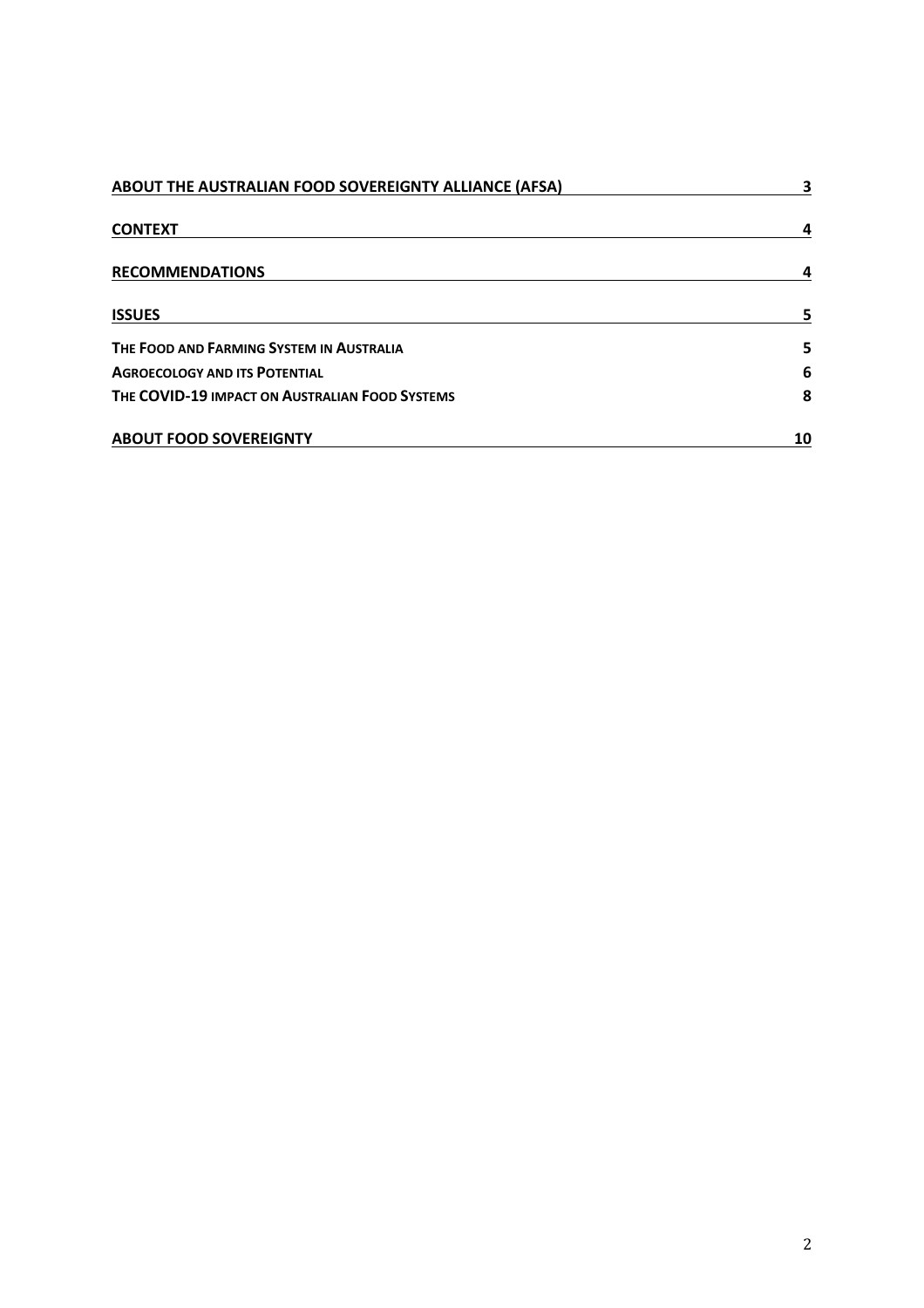| | |
|---|---|
| **ABOUT THE AUSTRALIAN FOOD SOVEREIGNTY ALLIANCE (AFSA)** | **3** |
| **CONTEXT** | **4** |
| **RECOMMENDATIONS** | **4** |
| **ISSUES** | **5** |
| **THE FOOD AND FARMING SYSTEM IN AUSTRALIA** | **5** |
| **AGROECOLOGY AND ITS POTENTIAL** | **6** |
| **THE COVID-19 IMPACT ON AUSTRALIAN FOOD SYSTEMS** | **8** |
| **ABOUT FOOD SOVEREIGNTY** | **10** |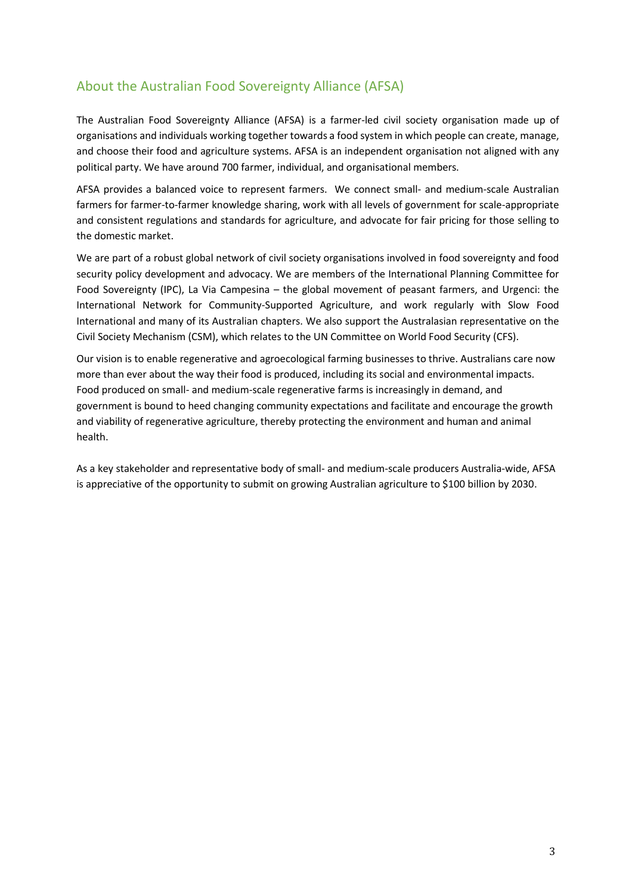## About the Australian Food Sovereignty Alliance (AFSA)

The Australian Food Sovereignty Alliance (AFSA) is a farmer-led civil society organisation made up of organisations and individuals working together towards a food system in which people can create, manage, and choose their food and agriculture systems. AFSA is an independent organisation not aligned with any political party. We have around 700 farmer, individual, and organisational members.

AFSA provides a balanced voice to represent farmers. We connect small- and medium-scale Australian farmers for farmer-to-farmer knowledge sharing, work with all levels of government for scale-appropriate and consistent regulations and standards for agriculture, and advocate for fair pricing for those selling to the domestic market.

We are part of a robust global network of civil society organisations involved in food sovereignty and food security policy development and advocacy. We are members of the International Planning Committee for Food Sovereignty (IPC), La Via Campesina – the global movement of peasant farmers, and Urgenci: the International Network for Community-Supported Agriculture, and work regularly with Slow Food International and many of its Australian chapters. We also support the Australasian representative on the Civil Society Mechanism (CSM), which relates to the UN Committee on World Food Security (CFS).

Our vision is to enable regenerative and agroecological farming businesses to thrive. Australians care now more than ever about the way their food is produced, including its social and environmental impacts. Food produced on small- and medium-scale regenerative farms is increasingly in demand, and government is bound to heed changing community expectations and facilitate and encourage the growth and viability of regenerative agriculture, thereby protecting the environment and human and animal health.

As a key stakeholder and representative body of small- and medium-scale producers Australia-wide, AFSA is appreciative of the opportunity to submit on growing Australian agriculture to $100 billion by 2030.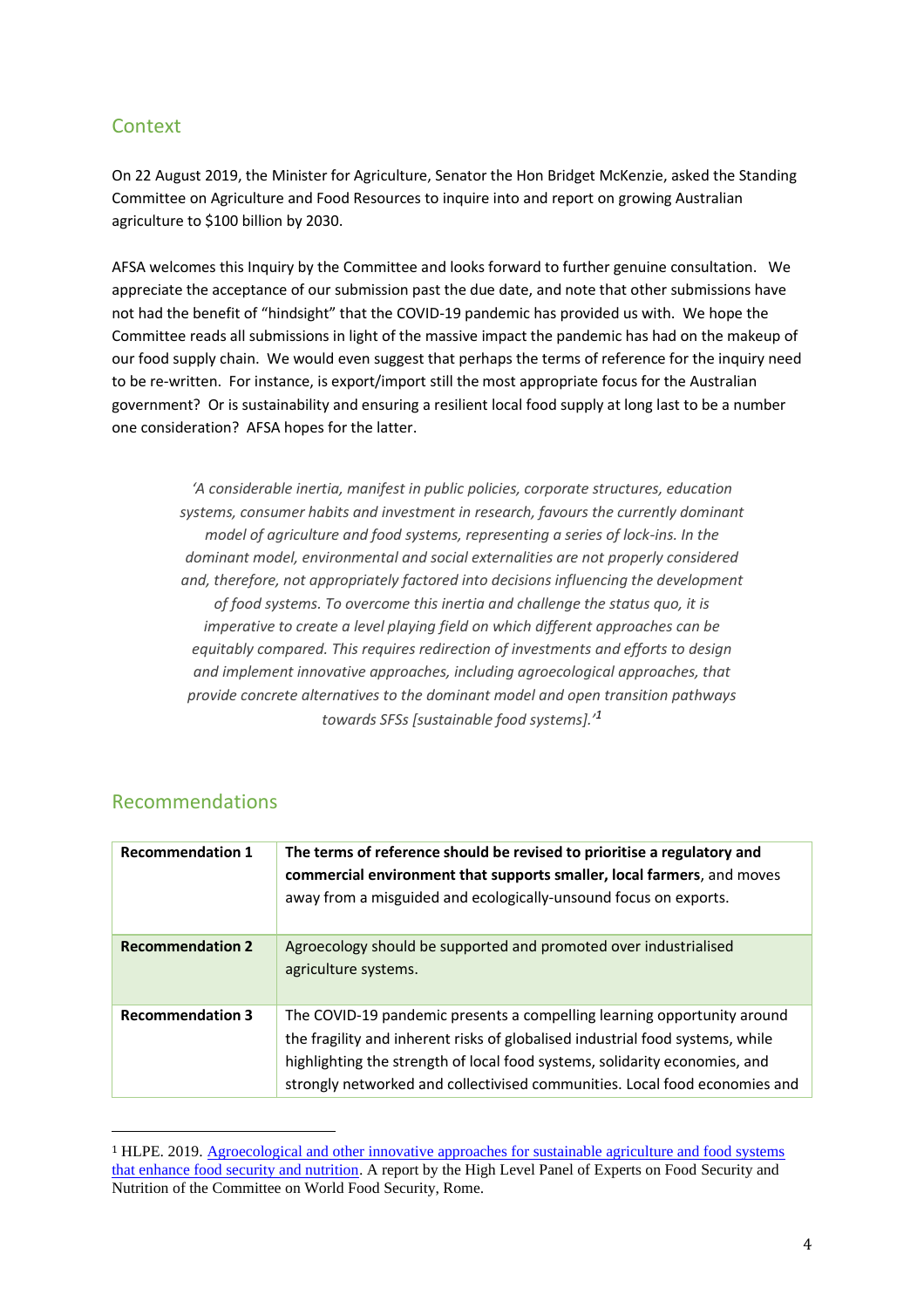## Context

On 22 August 2019, the Minister for Agriculture, Senator the Hon Bridget McKenzie, asked the Standing Committee on Agriculture and Food Resources to inquire into and report on growing Australian agriculture to $100 billion by 2030.

AFSA welcomes this Inquiry by the Committee and looks forward to further genuine consultation. We appreciate the acceptance of our submission past the due date, and note that other submissions have not had the benefit of "hindsight" that the COVID-19 pandemic has provided us with. We hope the Committee reads all submissions in light of the massive impact the pandemic has had on the makeup of our food supply chain. We would even suggest that perhaps the terms of reference for the inquiry need to be re-written. For instance, is export/import still the most appropriate focus for the Australian government? Or is sustainability and ensuring a resilient local food supply at long last to be a number one consideration? AFSA hopes for the latter.

> *'A considerable inertia, manifest in public policies, corporate structures, education systems, consumer habits and investment in research, favours the currently dominant model of agriculture and food systems, representing a series of lock-ins. In the dominant model, environmental and social externalities are not properly considered and, therefore, not appropriately factored into decisions influencing the development of food systems. To overcome this inertia and challenge the status quo, it is imperative to create a level playing field on which different approaches can be equitably compared. This requires redirection of investments and efforts to design and implement innovative approaches, including agroecological approaches, that provide concrete alternatives to the dominant model and open transition pathways towards SFSs [sustainable food systems].'*[1]

## Recommendations

| | |
|---|---|
| **Recommendation 1** | **The terms of reference should be revised to prioritise a regulatory and commercial environment that supports smaller, local farmers**, and moves away from a misguided and ecologically-unsound focus on exports. |
| **Recommendation 2** | Agroecology should be supported and promoted over industrialised agriculture systems. |
| **Recommendation 3** | The COVID-19 pandemic presents a compelling learning opportunity around the fragility and inherent risks of globalised industrial food systems, while highlighting the strength of local food systems, solidarity economies, and strongly networked and collectivised communities. Local food economies and |

[1] HLPE. 2019. Agroecological and other innovative approaches for sustainable agriculture and food systems that enhance food security and nutrition. A report by the High Level Panel of Experts on Food Security and Nutrition of the Committee on World Food Security, Rome.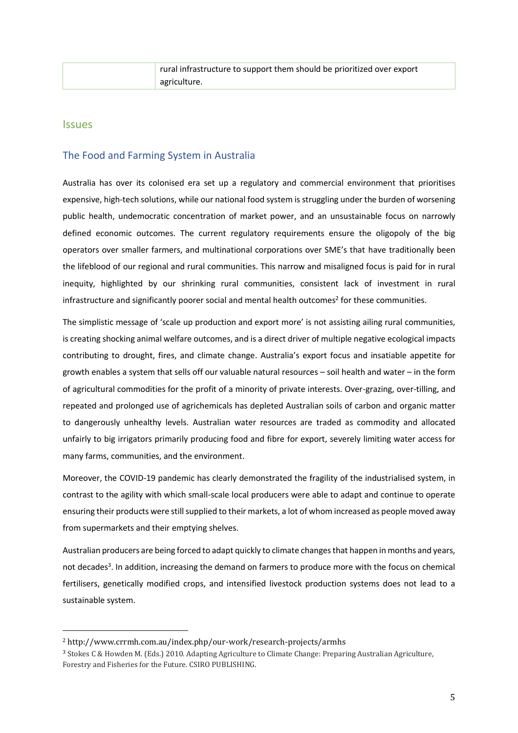| | |
|---|---|
| | rural infrastructure to support them should be prioritized over export agriculture. |

## Issues

### The Food and Farming System in Australia

Australia has over its colonised era set up a regulatory and commercial environment that prioritises expensive, high-tech solutions, while our national food system is struggling under the burden of worsening public health, undemocratic concentration of market power, and an unsustainable focus on narrowly defined economic outcomes. The current regulatory requirements ensure the oligopoly of the big operators over smaller farmers, and multinational corporations over SME's that have traditionally been the lifeblood of our regional and rural communities. This narrow and misaligned focus is paid for in rural inequity, highlighted by our shrinking rural communities, consistent lack of investment in rural infrastructure and significantly poorer social and mental health outcomes[2] for these communities.

The simplistic message of 'scale up production and export more' is not assisting ailing rural communities, is creating shocking animal welfare outcomes, and is a direct driver of multiple negative ecological impacts contributing to drought, fires, and climate change. Australia's export focus and insatiable appetite for growth enables a system that sells off our valuable natural resources – soil health and water – in the form of agricultural commodities for the profit of a minority of private interests. Over-grazing, over-tilling, and repeated and prolonged use of agrichemicals has depleted Australian soils of carbon and organic matter to dangerously unhealthy levels. Australian water resources are traded as commodity and allocated unfairly to big irrigators primarily producing food and fibre for export, severely limiting water access for many farms, communities, and the environment.

Moreover, the COVID-19 pandemic has clearly demonstrated the fragility of the industrialised system, in contrast to the agility with which small-scale local producers were able to adapt and continue to operate ensuring their products were still supplied to their markets, a lot of whom increased as people moved away from supermarkets and their emptying shelves.

Australian producers are being forced to adapt quickly to climate changes that happen in months and years, not decades[3]. In addition, increasing the demand on farmers to produce more with the focus on chemical fertilisers, genetically modified crops, and intensified livestock production systems does not lead to a sustainable system.

---

[2] http://www.crrmh.com.au/index.php/our-work/research-projects/armhs

[3] Stokes C & Howden M. (Eds.) 2010. Adapting Agriculture to Climate Change: Preparing Australian Agriculture, Forestry and Fisheries for the Future. CSIRO PUBLISHING.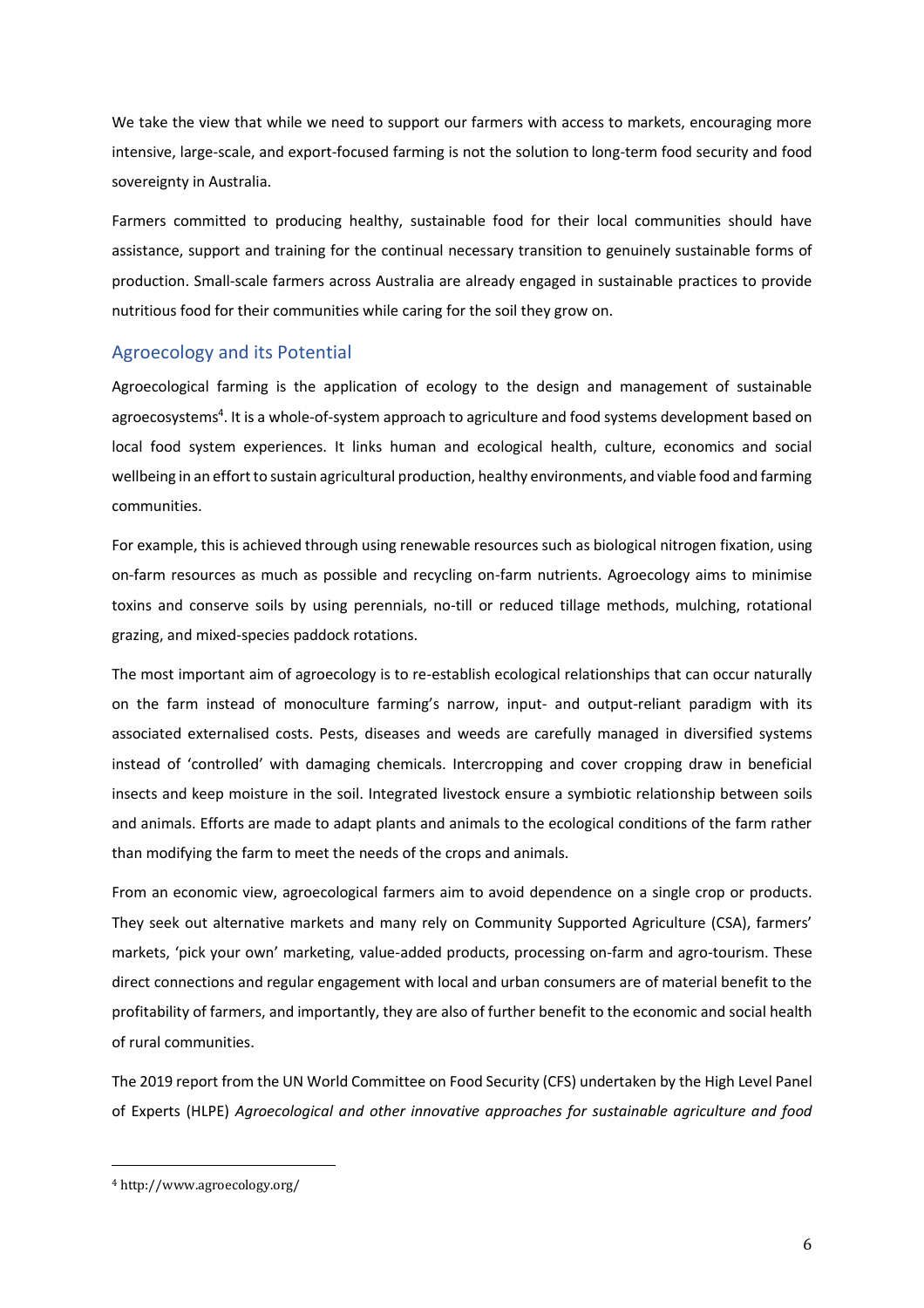We take the view that while we need to support our farmers with access to markets, encouraging more intensive, large-scale, and export-focused farming is not the solution to long-term food security and food sovereignty in Australia.

Farmers committed to producing healthy, sustainable food for their local communities should have assistance, support and training for the continual necessary transition to genuinely sustainable forms of production. Small-scale farmers across Australia are already engaged in sustainable practices to provide nutritious food for their communities while caring for the soil they grow on.

## Agroecology and its Potential

Agroecological farming is the application of ecology to the design and management of sustainable agroecosystems[4]. It is a whole-of-system approach to agriculture and food systems development based on local food system experiences. It links human and ecological health, culture, economics and social wellbeing in an effort to sustain agricultural production, healthy environments, and viable food and farming communities.

For example, this is achieved through using renewable resources such as biological nitrogen fixation, using on-farm resources as much as possible and recycling on-farm nutrients. Agroecology aims to minimise toxins and conserve soils by using perennials, no-till or reduced tillage methods, mulching, rotational grazing, and mixed-species paddock rotations.

The most important aim of agroecology is to re-establish ecological relationships that can occur naturally on the farm instead of monoculture farming's narrow, input- and output-reliant paradigm with its associated externalised costs. Pests, diseases and weeds are carefully managed in diversified systems instead of 'controlled' with damaging chemicals. Intercropping and cover cropping draw in beneficial insects and keep moisture in the soil. Integrated livestock ensure a symbiotic relationship between soils and animals. Efforts are made to adapt plants and animals to the ecological conditions of the farm rather than modifying the farm to meet the needs of the crops and animals.

From an economic view, agroecological farmers aim to avoid dependence on a single crop or products. They seek out alternative markets and many rely on Community Supported Agriculture (CSA), farmers' markets, 'pick your own' marketing, value-added products, processing on-farm and agro-tourism. These direct connections and regular engagement with local and urban consumers are of material benefit to the profitability of farmers, and importantly, they are also of further benefit to the economic and social health of rural communities.

The 2019 report from the UN World Committee on Food Security (CFS) undertaken by the High Level Panel of Experts (HLPE) *Agroecological and other innovative approaches for sustainable agriculture and food*

[4] http://www.agroecology.org/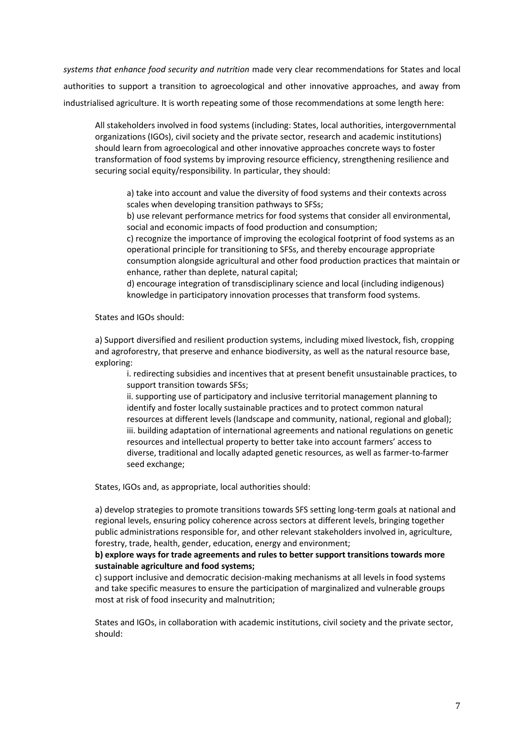*systems that enhance food security and nutrition* made very clear recommendations for States and local authorities to support a transition to agroecological and other innovative approaches, and away from industrialised agriculture. It is worth repeating some of those recommendations at some length here:

> All stakeholders involved in food systems (including: States, local authorities, intergovernmental organizations (IGOs), civil society and the private sector, research and academic institutions) should learn from agroecological and other innovative approaches concrete ways to foster transformation of food systems by improving resource efficiency, strengthening resilience and securing social equity/responsibility. In particular, they should:
>
> > a) take into account and value the diversity of food systems and their contexts across scales when developing transition pathways to SFSs;
> > b) use relevant performance metrics for food systems that consider all environmental, social and economic impacts of food production and consumption;
> > c) recognize the importance of improving the ecological footprint of food systems as an operational principle for transitioning to SFSs, and thereby encourage appropriate consumption alongside agricultural and other food production practices that maintain or enhance, rather than deplete, natural capital;
> > d) encourage integration of transdisciplinary science and local (including indigenous) knowledge in participatory innovation processes that transform food systems.
>
> States and IGOs should:
>
> a) Support diversified and resilient production systems, including mixed livestock, fish, cropping and agroforestry, that preserve and enhance biodiversity, as well as the natural resource base, exploring:
>
> > i. redirecting subsidies and incentives that at present benefit unsustainable practices, to support transition towards SFSs;
> > ii. supporting use of participatory and inclusive territorial management planning to identify and foster locally sustainable practices and to protect common natural resources at different levels (landscape and community, national, regional and global);
> > iii. building adaptation of international agreements and national regulations on genetic resources and intellectual property to better take into account farmers' access to diverse, traditional and locally adapted genetic resources, as well as farmer-to-farmer seed exchange;
>
> States, IGOs and, as appropriate, local authorities should:
>
> a) develop strategies to promote transitions towards SFS setting long-term goals at national and regional levels, ensuring policy coherence across sectors at different levels, bringing together public administrations responsible for, and other relevant stakeholders involved in, agriculture, forestry, trade, health, gender, education, energy and environment;
> **b) explore ways for trade agreements and rules to better support transitions towards more sustainable agriculture and food systems;**
> c) support inclusive and democratic decision-making mechanisms at all levels in food systems and take specific measures to ensure the participation of marginalized and vulnerable groups most at risk of food insecurity and malnutrition;
>
> States and IGOs, in collaboration with academic institutions, civil society and the private sector, should: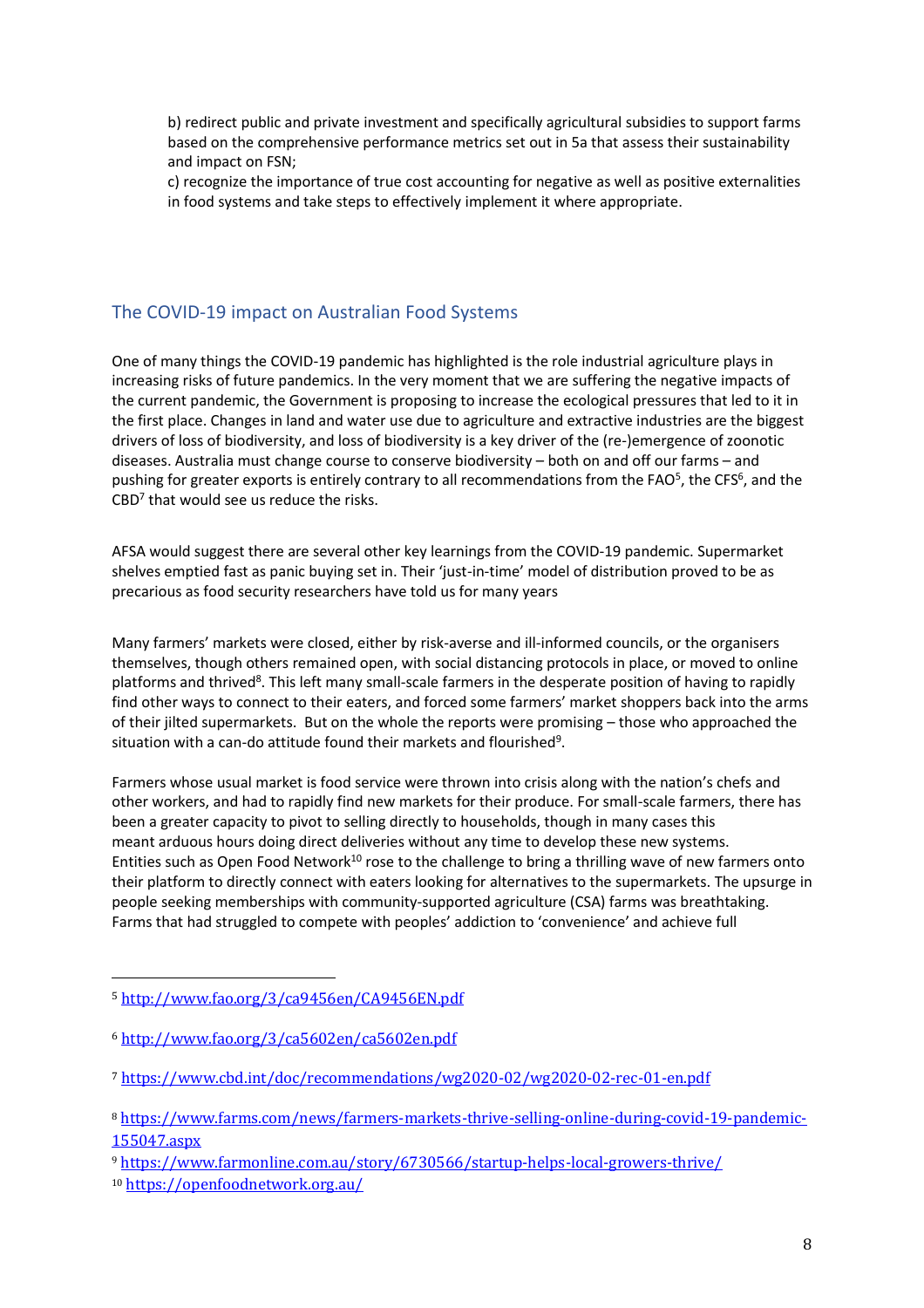b) redirect public and private investment and specifically agricultural subsidies to support farms based on the comprehensive performance metrics set out in 5a that assess their sustainability and impact on FSN;

c) recognize the importance of true cost accounting for negative as well as positive externalities in food systems and take steps to effectively implement it where appropriate.

## The COVID-19 impact on Australian Food Systems

One of many things the COVID-19 pandemic has highlighted is the role industrial agriculture plays in increasing risks of future pandemics. In the very moment that we are suffering the negative impacts of the current pandemic, the Government is proposing to increase the ecological pressures that led to it in the first place. Changes in land and water use due to agriculture and extractive industries are the biggest drivers of loss of biodiversity, and loss of biodiversity is a key driver of the (re-)emergence of zoonotic diseases. Australia must change course to conserve biodiversity – both on and off our farms – and pushing for greater exports is entirely contrary to all recommendations from the FAO[5], the CFS[6], and the CBD[7] that would see us reduce the risks.

AFSA would suggest there are several other key learnings from the COVID-19 pandemic. Supermarket shelves emptied fast as panic buying set in. Their 'just-in-time' model of distribution proved to be as precarious as food security researchers have told us for many years

Many farmers' markets were closed, either by risk-averse and ill-informed councils, or the organisers themselves, though others remained open, with social distancing protocols in place, or moved to online platforms and thrived[8]. This left many small-scale farmers in the desperate position of having to rapidly find other ways to connect to their eaters, and forced some farmers' market shoppers back into the arms of their jilted supermarkets. But on the whole the reports were promising – those who approached the situation with a can-do attitude found their markets and flourished[9].

Farmers whose usual market is food service were thrown into crisis along with the nation's chefs and other workers, and had to rapidly find new markets for their produce. For small-scale farmers, there has been a greater capacity to pivot to selling directly to households, though in many cases this meant arduous hours doing direct deliveries without any time to develop these new systems. Entities such as Open Food Network[10] rose to the challenge to bring a thrilling wave of new farmers onto their platform to directly connect with eaters looking for alternatives to the supermarkets. The upsurge in people seeking memberships with community-supported agriculture (CSA) farms was breathtaking. Farms that had struggled to compete with peoples' addiction to 'convenience' and achieve full

---

[5] http://www.fao.org/3/ca9456en/CA9456EN.pdf

[6] http://www.fao.org/3/ca5602en/ca5602en.pdf

[7] https://www.cbd.int/doc/recommendations/wg2020-02/wg2020-02-rec-01-en.pdf

[8] https://www.farms.com/news/farmers-markets-thrive-selling-online-during-covid-19-pandemic-155047.aspx

[9] https://www.farmonline.com.au/story/6730566/startup-helps-local-growers-thrive/

[10] https://openfoodnetwork.org.au/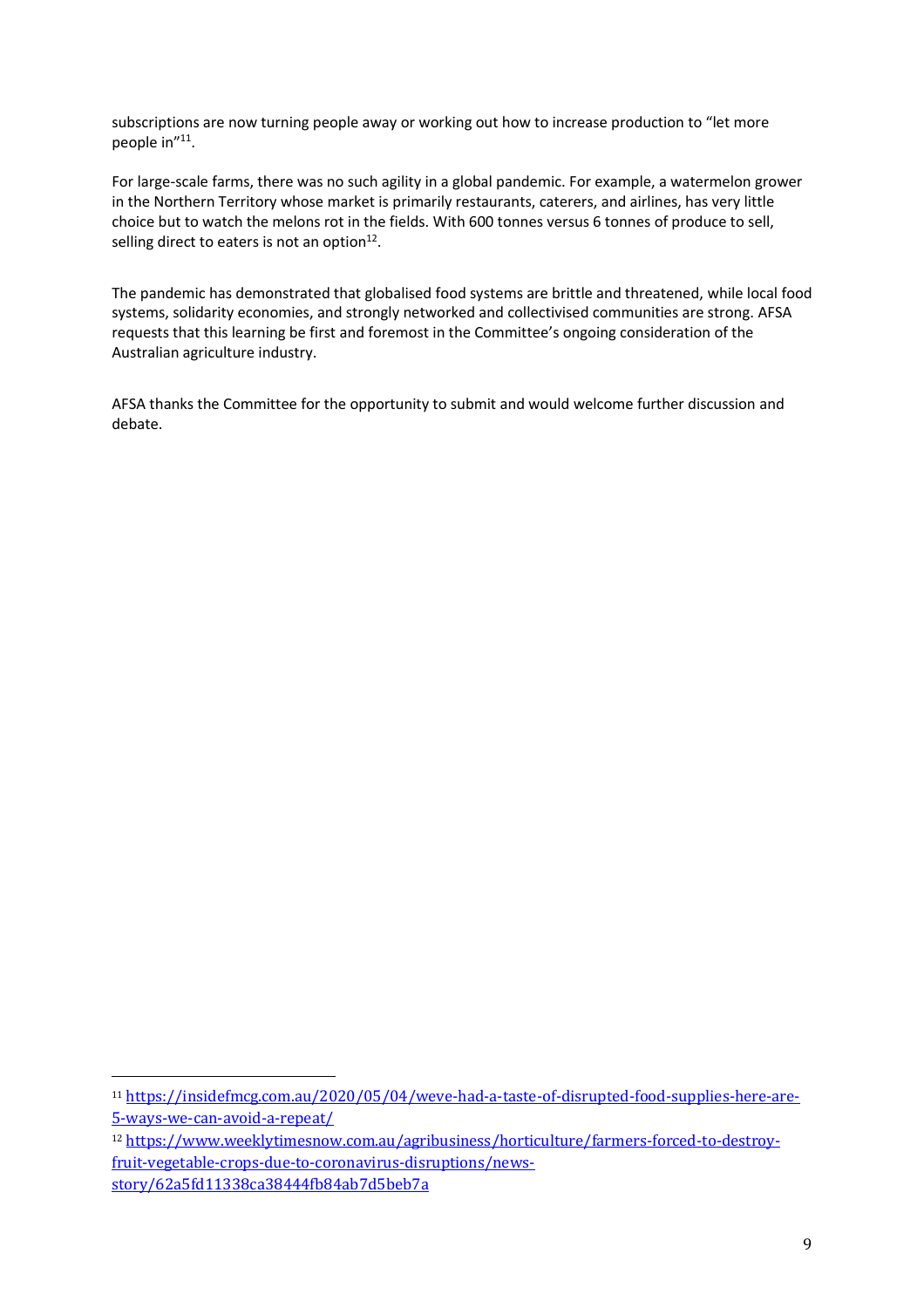subscriptions are now turning people away or working out how to increase production to "let more people in"[11].

For large-scale farms, there was no such agility in a global pandemic. For example, a watermelon grower in the Northern Territory whose market is primarily restaurants, caterers, and airlines, has very little choice but to watch the melons rot in the fields. With 600 tonnes versus 6 tonnes of produce to sell, selling direct to eaters is not an option[12].

The pandemic has demonstrated that globalised food systems are brittle and threatened, while local food systems, solidarity economies, and strongly networked and collectivised communities are strong. AFSA requests that this learning be first and foremost in the Committee's ongoing consideration of the Australian agriculture industry.

AFSA thanks the Committee for the opportunity to submit and would welcome further discussion and debate.

---

[11] https://insidefmcg.com.au/2020/05/04/weve-had-a-taste-of-disrupted-food-supplies-here-are-5-ways-we-can-avoid-a-repeat/

[12] https://www.weeklytimesnow.com.au/agribusiness/horticulture/farmers-forced-to-destroy-fruit-vegetable-crops-due-to-coronavirus-disruptions/news-story/62a5fd11338ca38444fb84ab7d5beb7a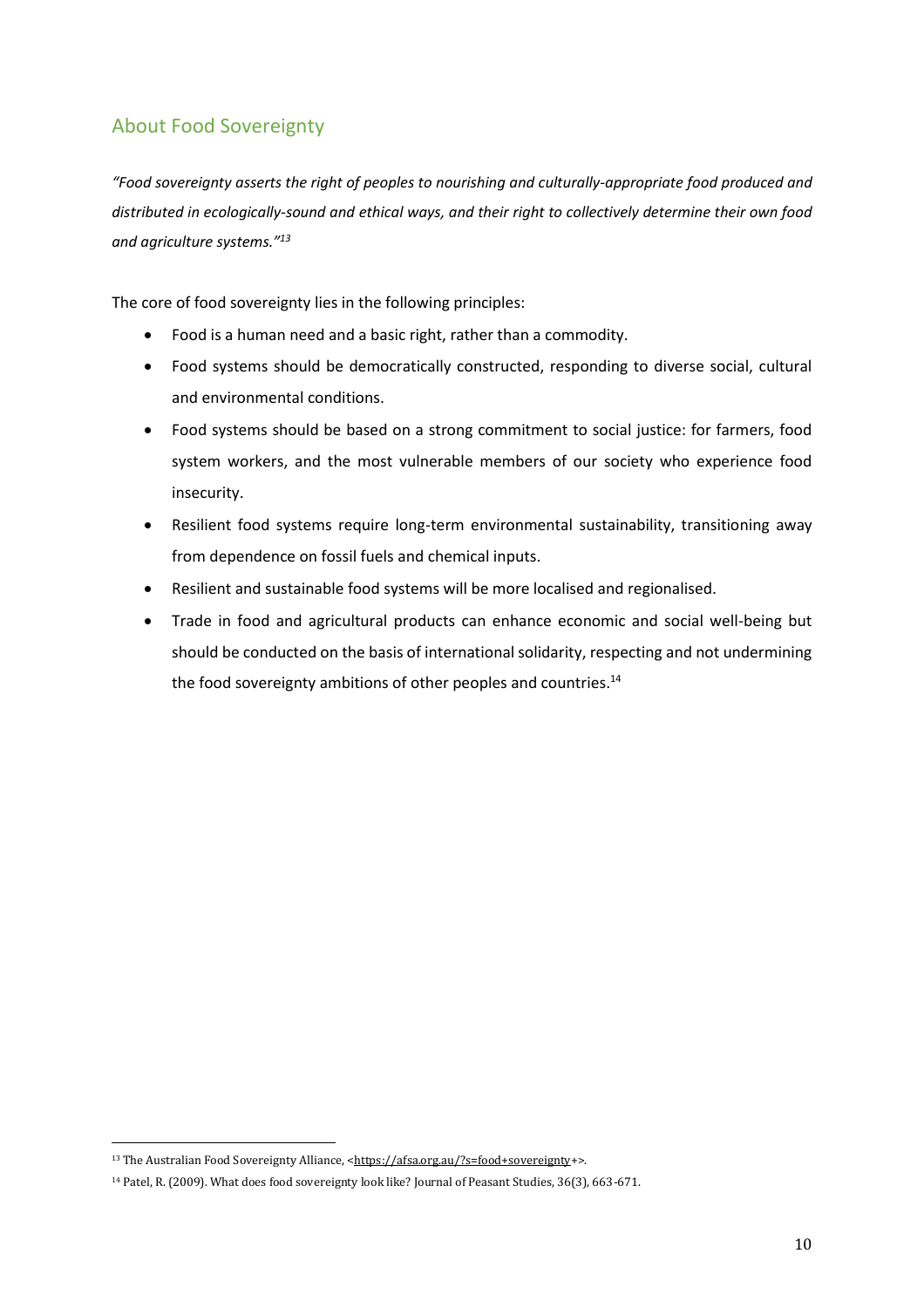## About Food Sovereignty

*"Food sovereignty asserts the right of peoples to nourishing and culturally-appropriate food produced and distributed in ecologically-sound and ethical ways, and their right to collectively determine their own food and agriculture systems."*[13]

The core of food sovereignty lies in the following principles:

- Food is a human need and a basic right, rather than a commodity.
- Food systems should be democratically constructed, responding to diverse social, cultural and environmental conditions.
- Food systems should be based on a strong commitment to social justice: for farmers, food system workers, and the most vulnerable members of our society who experience food insecurity.
- Resilient food systems require long-term environmental sustainability, transitioning away from dependence on fossil fuels and chemical inputs.
- Resilient and sustainable food systems will be more localised and regionalised.
- Trade in food and agricultural products can enhance economic and social well-being but should be conducted on the basis of international solidarity, respecting and not undermining the food sovereignty ambitions of other peoples and countries.[14]

---

[13] The Australian Food Sovereignty Alliance, <https://afsa.org.au/?s=food+sovereignty+>.

[14] Patel, R. (2009). What does food sovereignty look like? Journal of Peasant Studies, 36(3), 663-671.